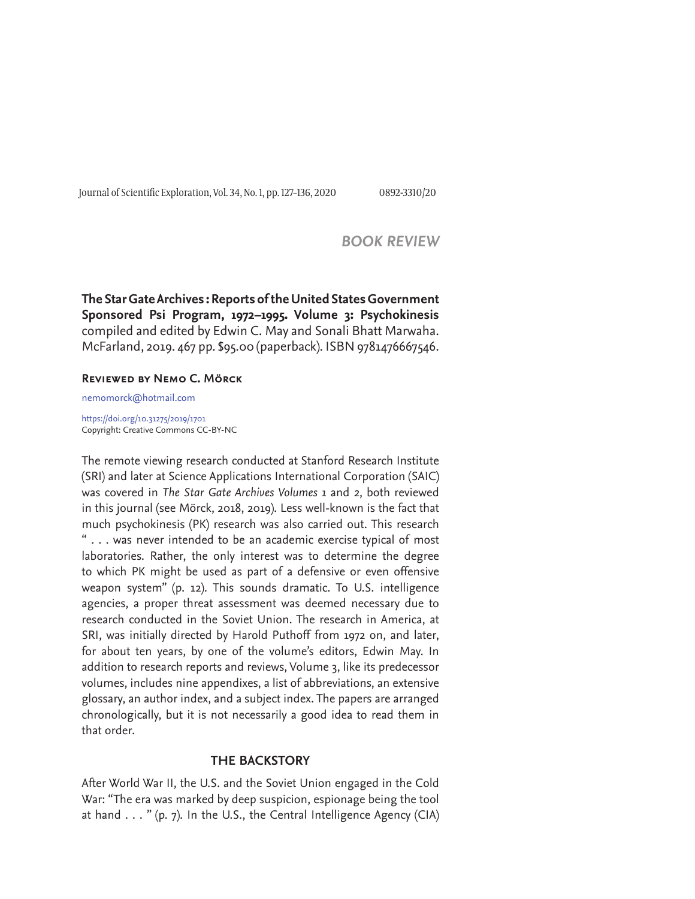## BOOK REVIEW

**The Star Gate Archives: Reports of the United States Government Sponsored Psi Program, 1972–1995. Volume 3: Psychokinesis** compiled and edited by Edwin C. May and Sonali Bhatt Marwaha. McFarland, 2019. 467 pp. $95.00 (paperback). ISBN 9781476667546.

**Reviewed by Nemo C. Mörck**

nemomorck@hotmail.com

https://doi.org/10.31275/2019/1701
Copyright: Creative Commons CC-BY-NC

The remote viewing research conducted at Stanford Research Institute (SRI) and later at Science Applications International Corporation (SAIC) was covered in *The Star Gate Archives Volumes 1* and *2*, both reviewed in this journal (see Mörck, 2018, 2019). Less well-known is the fact that much psychokinesis (PK) research was also carried out. This research " . . . was never intended to be an academic exercise typical of most laboratories. Rather, the only interest was to determine the degree to which PK might be used as part of a defensive or even offensive weapon system" (p. 12). This sounds dramatic. To U.S. intelligence agencies, a proper threat assessment was deemed necessary due to research conducted in the Soviet Union. The research in America, at SRI, was initially directed by Harold Puthoff from 1972 on, and later, for about ten years, by one of the volume's editors, Edwin May. In addition to research reports and reviews, Volume 3, like its predecessor volumes, includes nine appendixes, a list of abbreviations, an extensive glossary, an author index, and a subject index. The papers are arranged chronologically, but it is not necessarily a good idea to read them in that order.

### THE BACKSTORY

After World War II, the U.S. and the Soviet Union engaged in the Cold War: "The era was marked by deep suspicion, espionage being the tool at hand . . . " (p. 7). In the U.S., the Central Intelligence Agency (CIA)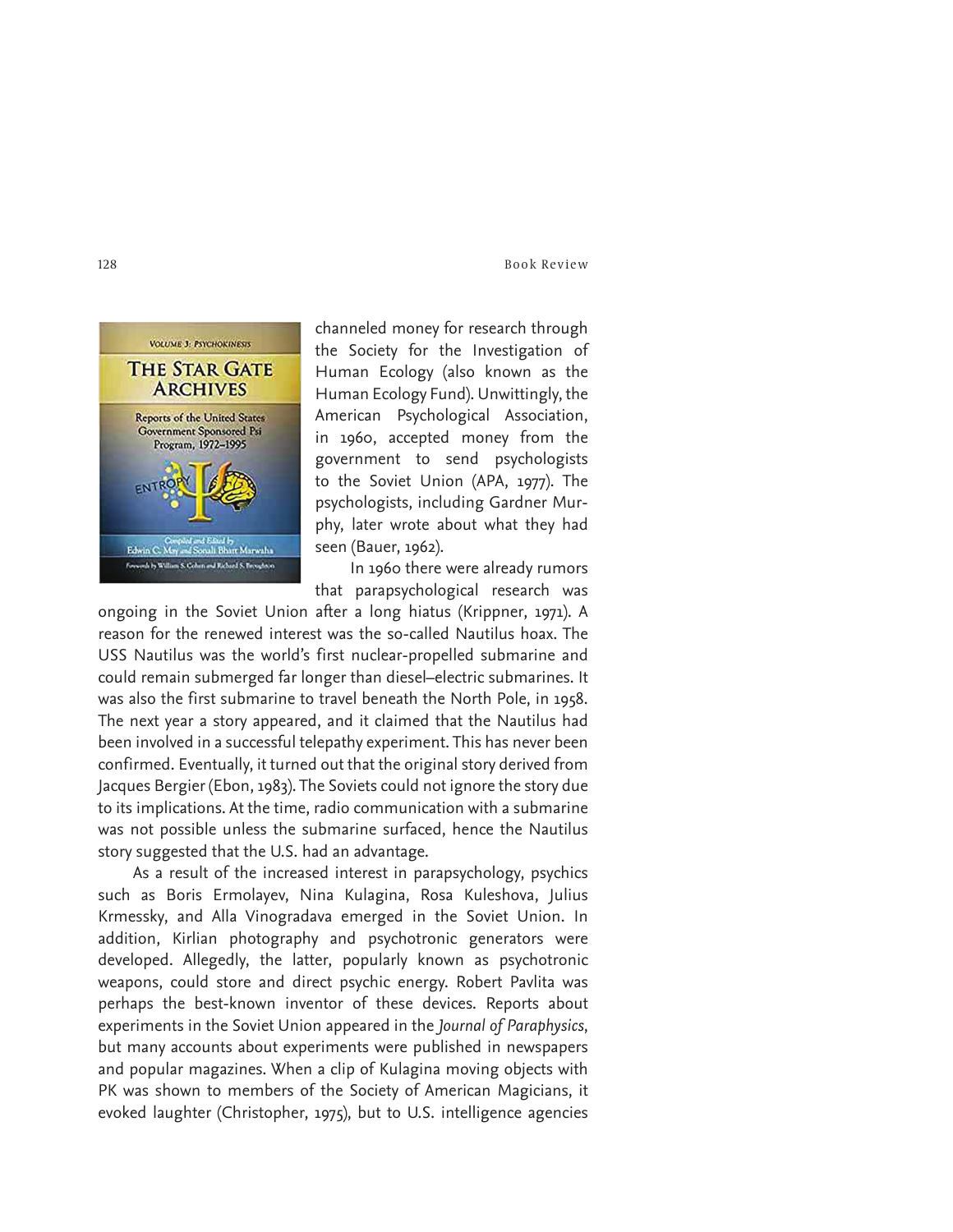channeled money for research through the Society for the Investigation of Human Ecology (also known as the Human Ecology Fund). Unwittingly, the American Psychological Association, in 1960, accepted money from the government to send psychologists to the Soviet Union (APA, 1977). The psychologists, including Gardner Murphy, later wrote about what they had seen (Bauer, 1962).

In 1960 there were already rumors that parapsychological research was ongoing in the Soviet Union after a long hiatus (Krippner, 1971). A reason for the renewed interest was the so-called Nautilus hoax. The USS Nautilus was the world's first nuclear-propelled submarine and could remain submerged far longer than diesel–electric submarines. It was also the first submarine to travel beneath the North Pole, in 1958. The next year a story appeared, and it claimed that the Nautilus had been involved in a successful telepathy experiment. This has never been confirmed. Eventually, it turned out that the original story derived from Jacques Bergier (Ebon, 1983). The Soviets could not ignore the story due to its implications. At the time, radio communication with a submarine was not possible unless the submarine surfaced, hence the Nautilus story suggested that the U.S. had an advantage.

As a result of the increased interest in parapsychology, psychics such as Boris Ermolayev, Nina Kulagina, Rosa Kuleshova, Julius Krmessky, and Alla Vinogradava emerged in the Soviet Union. In addition, Kirlian photography and psychotronic generators were developed. Allegedly, the latter, popularly known as psychotronic weapons, could store and direct psychic energy. Robert Pavlita was perhaps the best-known inventor of these devices. Reports about experiments in the Soviet Union appeared in the *Journal of Paraphysics*, but many accounts about experiments were published in newspapers and popular magazines. When a clip of Kulagina moving objects with PK was shown to members of the Society of American Magicians, it evoked laughter (Christopher, 1975), but to U.S. intelligence agencies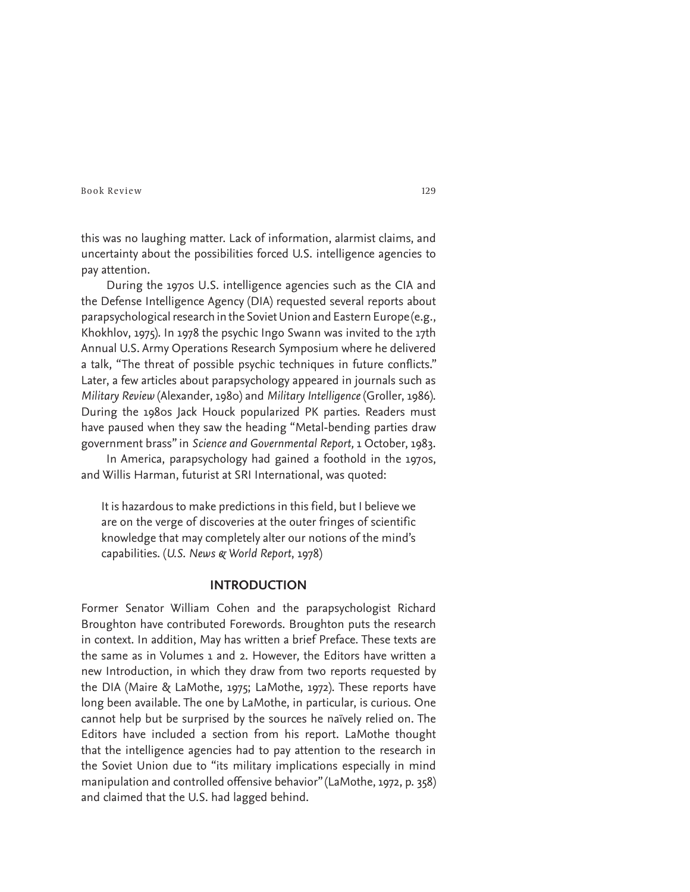this was no laughing matter. Lack of information, alarmist claims, and uncertainty about the possibilities forced U.S. intelligence agencies to pay attention.

During the 1970s U.S. intelligence agencies such as the CIA and the Defense Intelligence Agency (DIA) requested several reports about parapsychological research in the Soviet Union and Eastern Europe (e.g., Khokhlov, 1975). In 1978 the psychic Ingo Swann was invited to the 17th Annual U.S. Army Operations Research Symposium where he delivered a talk, "The threat of possible psychic techniques in future conflicts." Later, a few articles about parapsychology appeared in journals such as *Military Review* (Alexander, 1980) and *Military Intelligence* (Groller, 1986). During the 1980s Jack Houck popularized PK parties. Readers must have paused when they saw the heading "Metal-bending parties draw government brass" in *Science and Governmental Report,* 1 October, 1983.

In America, parapsychology had gained a foothold in the 1970s, and Willis Harman, futurist at SRI International, was quoted:

> It is hazardous to make predictions in this field, but I believe we are on the verge of discoveries at the outer fringes of scientific knowledge that may completely alter our notions of the mind's capabilities. (*U.S. News & World Report*, 1978)

## INTRODUCTION

Former Senator William Cohen and the parapsychologist Richard Broughton have contributed Forewords. Broughton puts the research in context. In addition, May has written a brief Preface. These texts are the same as in Volumes 1 and 2. However, the Editors have written a new Introduction, in which they draw from two reports requested by the DIA (Maire & LaMothe, 1975; LaMothe, 1972). These reports have long been available. The one by LaMothe, in particular, is curious. One cannot help but be surprised by the sources he naïvely relied on. The Editors have included a section from his report. LaMothe thought that the intelligence agencies had to pay attention to the research in the Soviet Union due to "its military implications especially in mind manipulation and controlled offensive behavior" (LaMothe, 1972, p. 358) and claimed that the U.S. had lagged behind.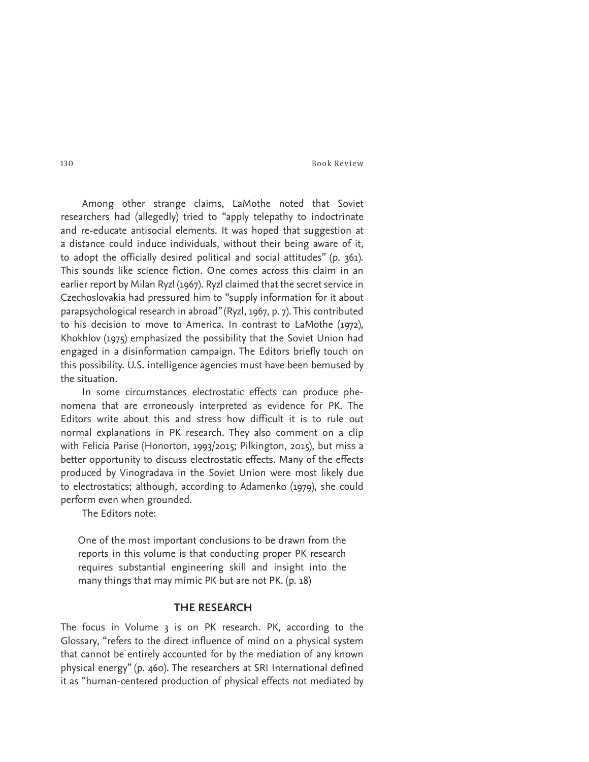Among other strange claims, LaMothe noted that Soviet researchers had (allegedly) tried to "apply telepathy to indoctrinate and re-educate antisocial elements. It was hoped that suggestion at a distance could induce individuals, without their being aware of it, to adopt the officially desired political and social attitudes" (p. 361). This sounds like science fiction. One comes across this claim in an earlier report by Milan Ryzl (1967). Ryzl claimed that the secret service in Czechoslovakia had pressured him to "supply information for it about parapsychological research in abroad" (Ryzl, 1967, p. 7). This contributed to his decision to move to America. In contrast to LaMothe (1972), Khokhlov (1975) emphasized the possibility that the Soviet Union had engaged in a disinformation campaign. The Editors briefly touch on this possibility. U.S. intelligence agencies must have been bemused by the situation.

In some circumstances electrostatic effects can produce phenomena that are erroneously interpreted as evidence for PK. The Editors write about this and stress how difficult it is to rule out normal explanations in PK research. They also comment on a clip with Felicia Parise (Honorton, 1993/2015; Pilkington, 2015), but miss a better opportunity to discuss electrostatic effects. Many of the effects produced by Vinogradava in the Soviet Union were most likely due to electrostatics; although, according to Adamenko (1979), she could perform even when grounded.

The Editors note:

> One of the most important conclusions to be drawn from the reports in this volume is that conducting proper PK research requires substantial engineering skill and insight into the many things that may mimic PK but are not PK. (p. 18)

## THE RESEARCH

The focus in Volume 3 is on PK research. PK, according to the Glossary, "refers to the direct influence of mind on a physical system that cannot be entirely accounted for by the mediation of any known physical energy" (p. 460). The researchers at SRI International defined it as "human-centered production of physical effects not mediated by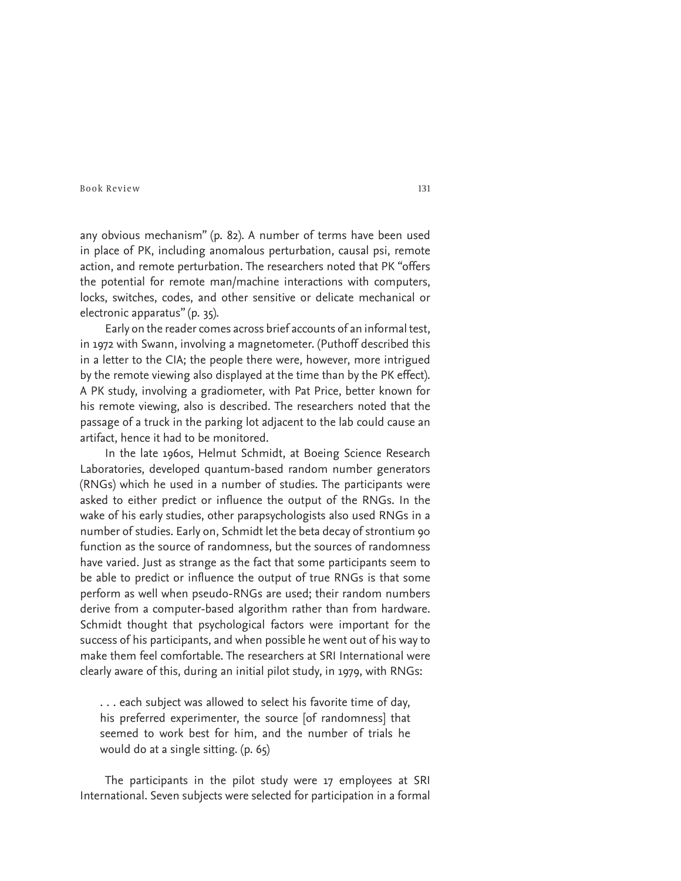any obvious mechanism" (p. 82). A number of terms have been used in place of PK, including anomalous perturbation, causal psi, remote action, and remote perturbation. The researchers noted that PK "offers the potential for remote man/machine interactions with computers, locks, switches, codes, and other sensitive or delicate mechanical or electronic apparatus" (p. 35).

Early on the reader comes across brief accounts of an informal test, in 1972 with Swann, involving a magnetometer. (Puthoff described this in a letter to the CIA; the people there were, however, more intrigued by the remote viewing also displayed at the time than by the PK effect). A PK study, involving a gradiometer, with Pat Price, better known for his remote viewing, also is described. The researchers noted that the passage of a truck in the parking lot adjacent to the lab could cause an artifact, hence it had to be monitored.

In the late 1960s, Helmut Schmidt, at Boeing Science Research Laboratories, developed quantum-based random number generators (RNGs) which he used in a number of studies. The participants were asked to either predict or influence the output of the RNGs. In the wake of his early studies, other parapsychologists also used RNGs in a number of studies. Early on, Schmidt let the beta decay of strontium 90 function as the source of randomness, but the sources of randomness have varied. Just as strange as the fact that some participants seem to be able to predict or influence the output of true RNGs is that some perform as well when pseudo-RNGs are used; their random numbers derive from a computer-based algorithm rather than from hardware. Schmidt thought that psychological factors were important for the success of his participants, and when possible he went out of his way to make them feel comfortable. The researchers at SRI International were clearly aware of this, during an initial pilot study, in 1979, with RNGs:

> . . . each subject was allowed to select his favorite time of day, his preferred experimenter, the source [of randomness] that seemed to work best for him, and the number of trials he would do at a single sitting. (p. 65)

The participants in the pilot study were 17 employees at SRI International. Seven subjects were selected for participation in a formal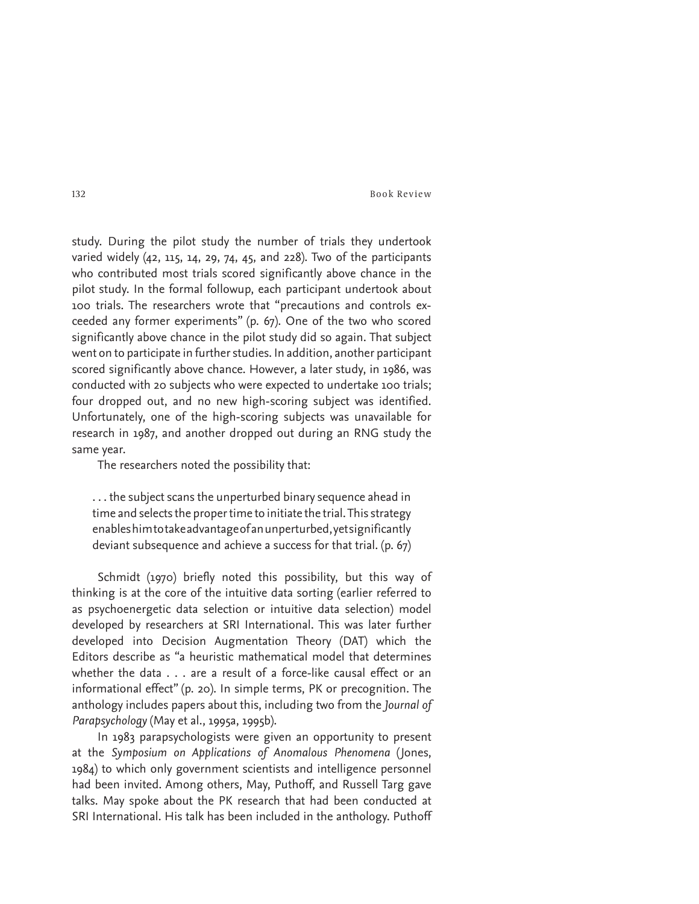study. During the pilot study the number of trials they undertook varied widely (42, 115, 14, 29, 74, 45, and 228). Two of the participants who contributed most trials scored significantly above chance in the pilot study. In the formal followup, each participant undertook about 100 trials. The researchers wrote that "precautions and controls exceeded any former experiments" (p. 67). One of the two who scored significantly above chance in the pilot study did so again. That subject went on to participate in further studies. In addition, another participant scored significantly above chance. However, a later study, in 1986, was conducted with 20 subjects who were expected to undertake 100 trials; four dropped out, and no new high-scoring subject was identified. Unfortunately, one of the high-scoring subjects was unavailable for research in 1987, and another dropped out during an RNG study the same year.

The researchers noted the possibility that:

> . . . the subject scans the unperturbed binary sequence ahead in time and selects the proper time to initiate the trial. This strategy enables him to take advantage of an unperturbed, yet significantly deviant subsequence and achieve a success for that trial. (p. 67)

Schmidt (1970) briefly noted this possibility, but this way of thinking is at the core of the intuitive data sorting (earlier referred to as psychoenergetic data selection or intuitive data selection) model developed by researchers at SRI International. This was later further developed into Decision Augmentation Theory (DAT) which the Editors describe as "a heuristic mathematical model that determines whether the data . . . are a result of a force-like causal effect or an informational effect" (p. 20). In simple terms, PK or precognition. The anthology includes papers about this, including two from the *Journal of Parapsychology* (May et al., 1995a, 1995b).

In 1983 parapsychologists were given an opportunity to present at the *Symposium on Applications of Anomalous Phenomena* (Jones, 1984) to which only government scientists and intelligence personnel had been invited. Among others, May, Puthoff, and Russell Targ gave talks. May spoke about the PK research that had been conducted at SRI International. His talk has been included in the anthology. Puthoff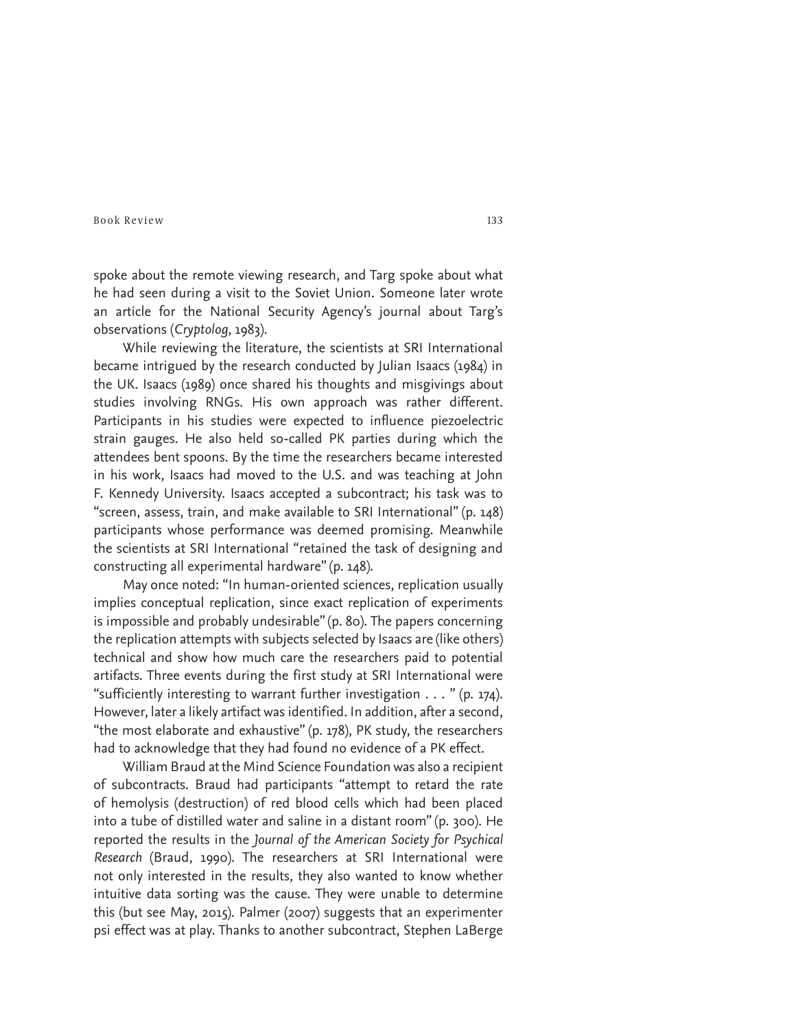spoke about the remote viewing research, and Targ spoke about what he had seen during a visit to the Soviet Union. Someone later wrote an article for the National Security Agency's journal about Targ's observations (*Cryptolog*, 1983).

While reviewing the literature, the scientists at SRI International became intrigued by the research conducted by Julian Isaacs (1984) in the UK. Isaacs (1989) once shared his thoughts and misgivings about studies involving RNGs. His own approach was rather different. Participants in his studies were expected to influence piezoelectric strain gauges. He also held so-called PK parties during which the attendees bent spoons. By the time the researchers became interested in his work, Isaacs had moved to the U.S. and was teaching at John F. Kennedy University. Isaacs accepted a subcontract; his task was to "screen, assess, train, and make available to SRI International" (p. 148) participants whose performance was deemed promising. Meanwhile the scientists at SRI International "retained the task of designing and constructing all experimental hardware" (p. 148).

May once noted: "In human-oriented sciences, replication usually implies conceptual replication, since exact replication of experiments is impossible and probably undesirable" (p. 80). The papers concerning the replication attempts with subjects selected by Isaacs are (like others) technical and show how much care the researchers paid to potential artifacts. Three events during the first study at SRI International were "sufficiently interesting to warrant further investigation . . . " (p. 174). However, later a likely artifact was identified. In addition, after a second, "the most elaborate and exhaustive" (p. 178), PK study, the researchers had to acknowledge that they had found no evidence of a PK effect.

William Braud at the Mind Science Foundation was also a recipient of subcontracts. Braud had participants "attempt to retard the rate of hemolysis (destruction) of red blood cells which had been placed into a tube of distilled water and saline in a distant room" (p. 300). He reported the results in the *Journal of the American Society for Psychical Research* (Braud, 1990). The researchers at SRI International were not only interested in the results, they also wanted to know whether intuitive data sorting was the cause. They were unable to determine this (but see May, 2015). Palmer (2007) suggests that an experimenter psi effect was at play. Thanks to another subcontract, Stephen LaBerge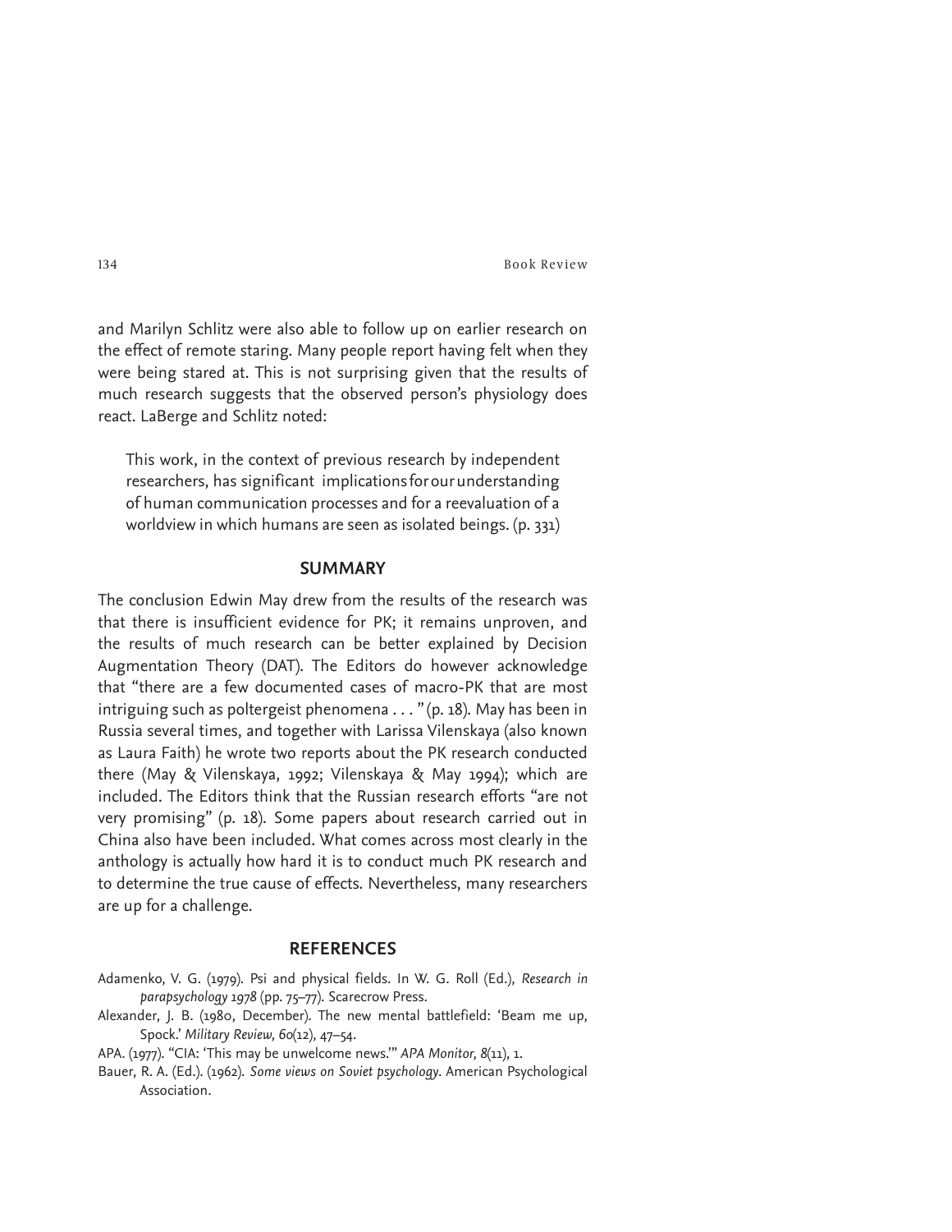and Marilyn Schlitz were also able to follow up on earlier research on the effect of remote staring. Many people report having felt when they were being stared at. This is not surprising given that the results of much research suggests that the observed person's physiology does react. LaBerge and Schlitz noted:

> This work, in the context of previous research by independent researchers, has significant implications for our understanding of human communication processes and for a reevaluation of a worldview in which humans are seen as isolated beings. (p. 331)

## SUMMARY

The conclusion Edwin May drew from the results of the research was that there is insufficient evidence for PK; it remains unproven, and the results of much research can be better explained by Decision Augmentation Theory (DAT). The Editors do however acknowledge that "there are a few documented cases of macro-PK that are most intriguing such as poltergeist phenomena . . . " (p. 18). May has been in Russia several times, and together with Larissa Vilenskaya (also known as Laura Faith) he wrote two reports about the PK research conducted there (May & Vilenskaya, 1992; Vilenskaya & May 1994); which are included. The Editors think that the Russian research efforts "are not very promising" (p. 18). Some papers about research carried out in China also have been included. What comes across most clearly in the anthology is actually how hard it is to conduct much PK research and to determine the true cause of effects. Nevertheless, many researchers are up for a challenge.

## REFERENCES

Adamenko, V. G. (1979). Psi and physical fields. In W. G. Roll (Ed.), *Research in parapsychology 1978* (pp. 75–77). Scarecrow Press.

Alexander, J. B. (1980, December). The new mental battlefield: 'Beam me up, Spock.' *Military Review, 60*(12), 47–54.

APA. (1977). "CIA: 'This may be unwelcome news.'" *APA Monitor, 8*(11), 1.

Bauer, R. A. (Ed.). (1962). *Some views on Soviet psychology*. American Psychological Association.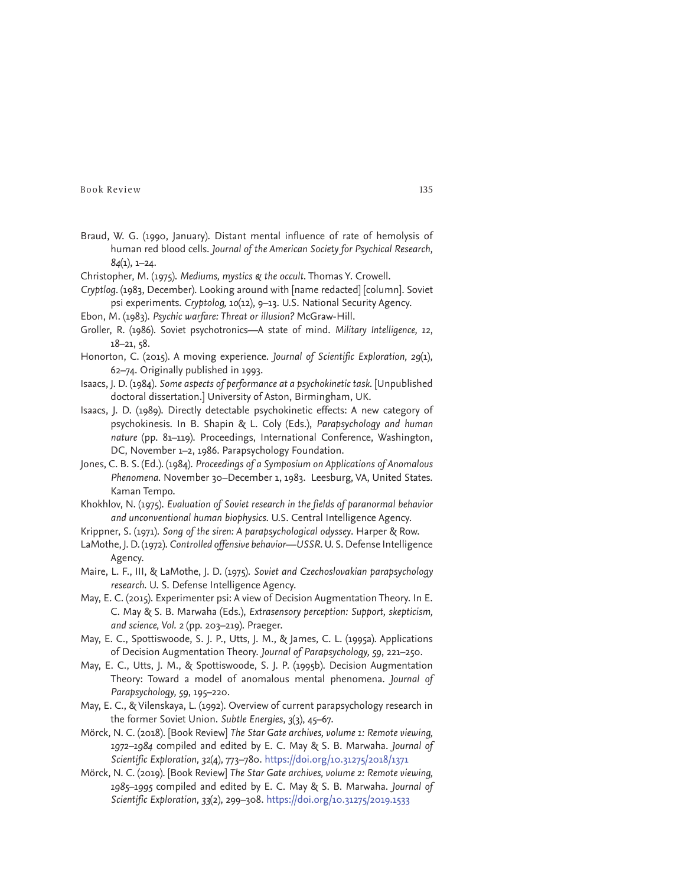Braud, W. G. (1990, January). Distant mental influence of rate of hemolysis of human red blood cells. *Journal of the American Society for Psychical Research*, *84*(1), 1–24.

Christopher, M. (1975). *Mediums, mystics & the occult*. Thomas Y. Crowell.

*Cryptlog*. (1983, December). Looking around with [name redacted] [column]. Soviet psi experiments. *Cryptolog, 10*(12), 9–13. U.S. National Security Agency.

Ebon, M. (1983). *Psychic warfare: Threat or illusion?* McGraw-Hill.

Groller, R. (1986). Soviet psychotronics—A state of mind. *Military Intelligence, 12*, 18–21, 58.

Honorton, C. (2015). A moving experience. *Journal of Scientific Exploration, 29*(1), 62–74. Originally published in 1993.

Isaacs, J. D. (1984). *Some aspects of performance at a psychokinetic task*. [Unpublished doctoral dissertation.] University of Aston, Birmingham, UK.

Isaacs, J. D. (1989). Directly detectable psychokinetic effects: A new category of psychokinesis. In B. Shapin & L. Coly (Eds.), *Parapsychology and human nature* (pp. 81–119). Proceedings, International Conference, Washington, DC, November 1–2, 1986. Parapsychology Foundation.

Jones, C. B. S. (Ed.). (1984). *Proceedings of a Symposium on Applications of Anomalous Phenomena*. November 30–December 1, 1983. Leesburg, VA, United States. Kaman Tempo.

Khokhlov, N. (1975). *Evaluation of Soviet research in the fields of paranormal behavior and unconventional human biophysics*. U.S. Central Intelligence Agency.

Krippner, S. (1971). *Song of the siren: A parapsychological odyssey*. Harper & Row.

LaMothe, J. D. (1972). *Controlled offensive behavior—USSR*. U. S. Defense Intelligence Agency.

Maire, L. F., III, & LaMothe, J. D. (1975). *Soviet and Czechoslovakian parapsychology research*. U. S. Defense Intelligence Agency.

May, E. C. (2015). Experimenter psi: A view of Decision Augmentation Theory. In E. C. May & S. B. Marwaha (Eds.), *Extrasensory perception: Support, skepticism, and science, Vol. 2* (pp. 203–219). Praeger.

May, E. C., Spottiswoode, S. J. P., Utts, J. M., & James, C. L. (1995a). Applications of Decision Augmentation Theory. *Journal of Parapsychology, 59*, 221–250.

May, E. C., Utts, J. M., & Spottiswoode, S. J. P. (1995b). Decision Augmentation Theory: Toward a model of anomalous mental phenomena. *Journal of Parapsychology, 59*, 195–220.

May, E. C., & Vilenskaya, L. (1992). Overview of current parapsychology research in the former Soviet Union. *Subtle Energies, 3*(3), 45–67.

Mörck, N. C. (2018). [Book Review] *The Star Gate archives, volume 1: Remote viewing, 1972–1984* compiled and edited by E. C. May & S. B. Marwaha. *Journal of Scientific Exploration, 32*(4), 773–780. https://doi.org/10.31275/2018/1371

Mörck, N. C. (2019). [Book Review] *The Star Gate archives, volume 2: Remote viewing, 1985–1995* compiled and edited by E. C. May & S. B. Marwaha. *Journal of Scientific Exploration, 33*(2), 299–308. https://doi.org/10.31275/2019.1533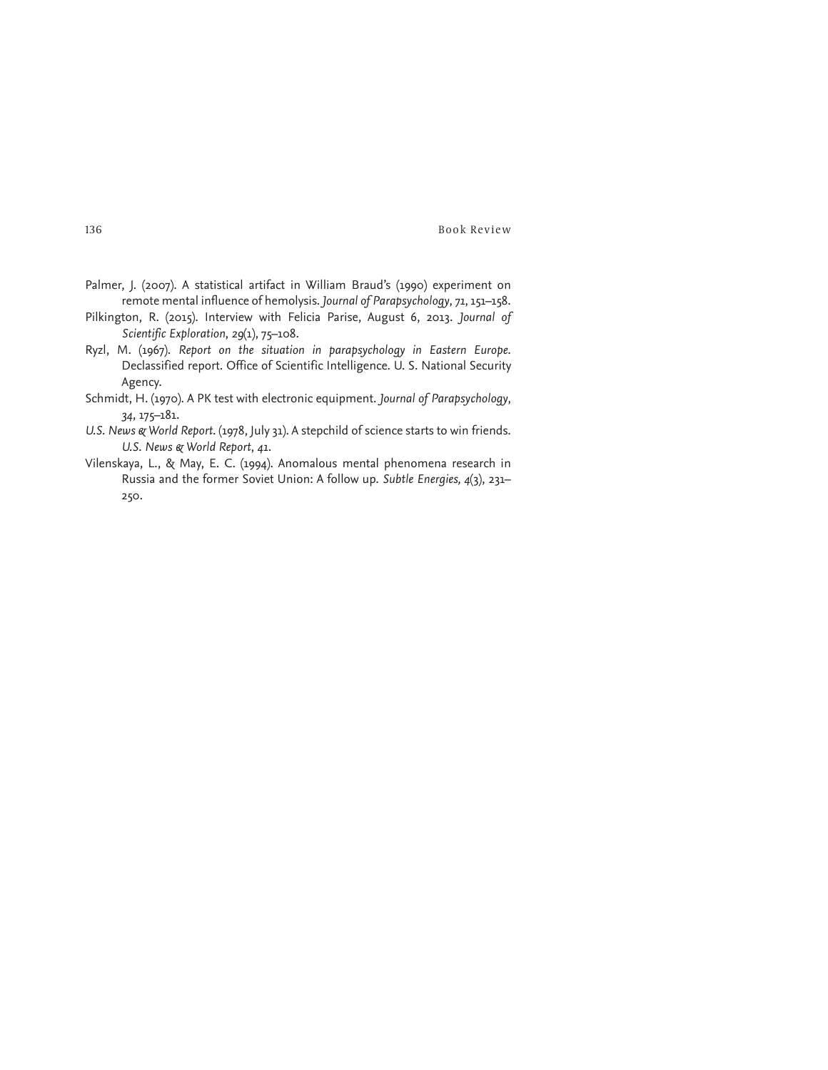Palmer, J. (2007). A statistical artifact in William Braud's (1990) experiment on remote mental influence of hemolysis. *Journal of Parapsychology*, *71*, 151–158.

Pilkington, R. (2015). Interview with Felicia Parise, August 6, 2013. *Journal of Scientific Exploration*, *29*(1), 75–108.

Ryzl, M. (1967). *Report on the situation in parapsychology in Eastern Europe.* Declassified report. Office of Scientific Intelligence. U. S. National Security Agency.

Schmidt, H. (1970). A PK test with electronic equipment. *Journal of Parapsychology*, *34*, 175–181.

*U.S. News & World Report*. (1978, July 31). A stepchild of science starts to win friends. *U.S. News & World Report*, *41*.

Vilenskaya, L., & May, E. C. (1994). Anomalous mental phenomena research in Russia and the former Soviet Union: A follow up. *Subtle Energies, 4*(3), 231–250.